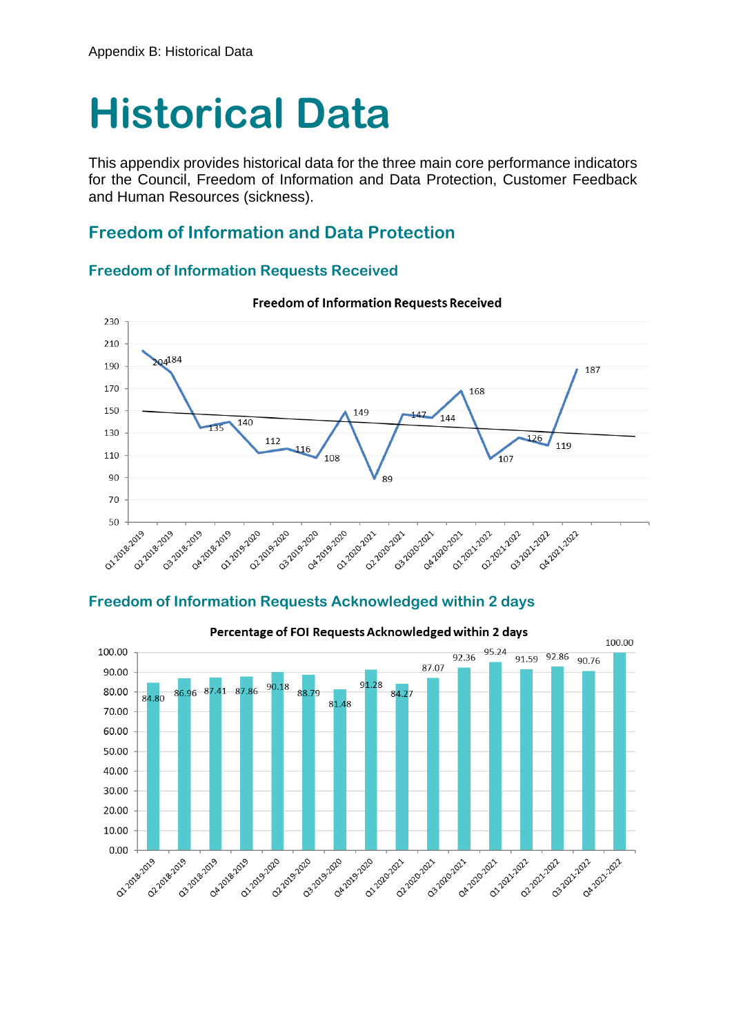# Historical Data

This appendix provides historical data for the three main core performance indicators for the Council, Freedom of Information and Data Protection, Customer Feedback and Human Resources (sickness).

## Freedom of Information and Data Protection

### Freedom of Information Requests Received

**Freedom of Information Requests Received**

| Quarter | Requests Received |
|---|---|
| Q1 2018-2019 | 204 |
| Q2 2018-2019 | 184 |
| Q3 2018-2019 | 135 |
| Q4 2018-2019 | 140 |
| Q1 2019-2020 | 112 |
| Q2 2019-2020 | 116 |
| Q3 2019-2020 | 108 |
| Q4 2019-2020 | 149 |
| Q1 2020-2021 | 89 |
| Q2 2020-2021 | 147 |
| Q3 2020-2021 | 144 |
| Q4 2020-2021 | 168 |
| Q1 2021-2022 | 107 |
| Q2 2021-2022 | 126 |
| Q3 2021-2022 | 119 |
| Q4 2021-2022 | 187 |

### Freedom of Information Requests Acknowledged within 2 days

**Percentage of FOI Requests Acknowledged within 2 days**

| Quarter | Percentage |
|---|---|
| Q1 2018-2019 | 84.80 |
| Q2 2018-2019 | 86.96 |
| Q3 2018-2019 | 87.41 |
| Q4 2018-2019 | 87.86 |
| Q1 2019-2020 | 90.18 |
| Q2 2019-2020 | 88.79 |
| Q3 2019-2020 | 81.48 |
| Q4 2019-2020 | 91.28 |
| Q1 2020-2021 | 84.27 |
| Q2 2020-2021 | 87.07 |
| Q3 2020-2021 | 92.36 |
| Q4 2020-2021 | 95.24 |
| Q1 2021-2022 | 91.59 |
| Q2 2021-2022 | 92.86 |
| Q3 2021-2022 | 90.76 |
| Q4 2021-2022 | 100.00 |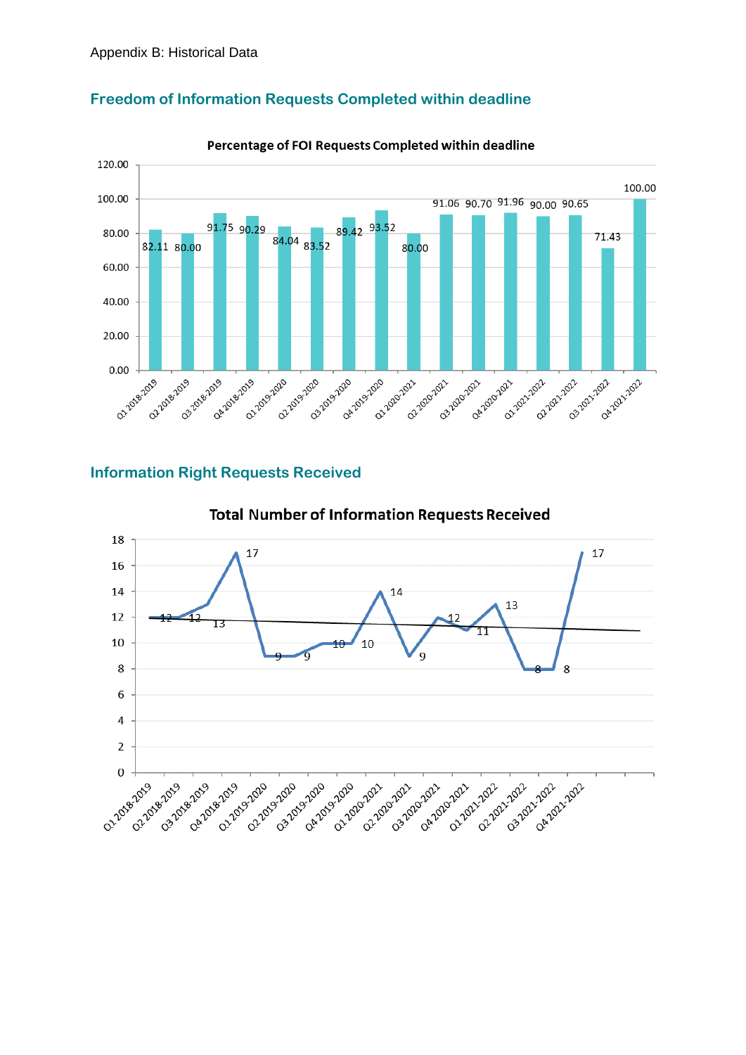Appendix B: Historical Data

## Freedom of Information Requests Completed within deadline

**Percentage of FOI Requests Completed within deadline**

| Quarter | Percentage |
| --- | --- |
| Q1 2018-2019 | 82.11 |
| Q2 2018-2019 | 80.00 |
| Q3 2018-2019 | 91.75 |
| Q4 2018-2019 | 90.29 |
| Q1 2019-2020 | 84.04 |
| Q2 2019-2020 | 83.52 |
| Q3 2019-2020 | 89.42 |
| Q4 2019-2020 | 93.52 |
| Q1 2020-2021 | 80.00 |
| Q2 2020-2021 | 91.06 |
| Q3 2020-2021 | 90.70 |
| Q4 2020-2021 | 91.96 |
| Q1 2021-2022 | 90.00 |
| Q2 2021-2022 | 90.65 |
| Q3 2021-2022 | 71.43 |
| Q4 2021-2022 | 100.00 |

## Information Right Requests Received

**Total Number of Information Requests Received**

| Quarter | Requests |
| --- | --- |
| Q1 2018-2019 | 12 |
| Q2 2018-2019 | 12 |
| Q3 2018-2019 | 13 |
| Q4 2018-2019 | 17 |
| Q1 2019-2020 | 9 |
| Q2 2019-2020 | 9 |
| Q3 2019-2020 | 10 |
| Q4 2019-2020 | 10 |
| Q1 2020-2021 | 14 |
| Q2 2020-2021 | 9 |
| Q3 2020-2021 | 12 |
| Q4 2020-2021 | 11 |
| Q1 2021-2022 | 13 |
| Q2 2021-2022 | 8 |
| Q3 2021-2022 | 8 |
| Q4 2021-2022 | 17 |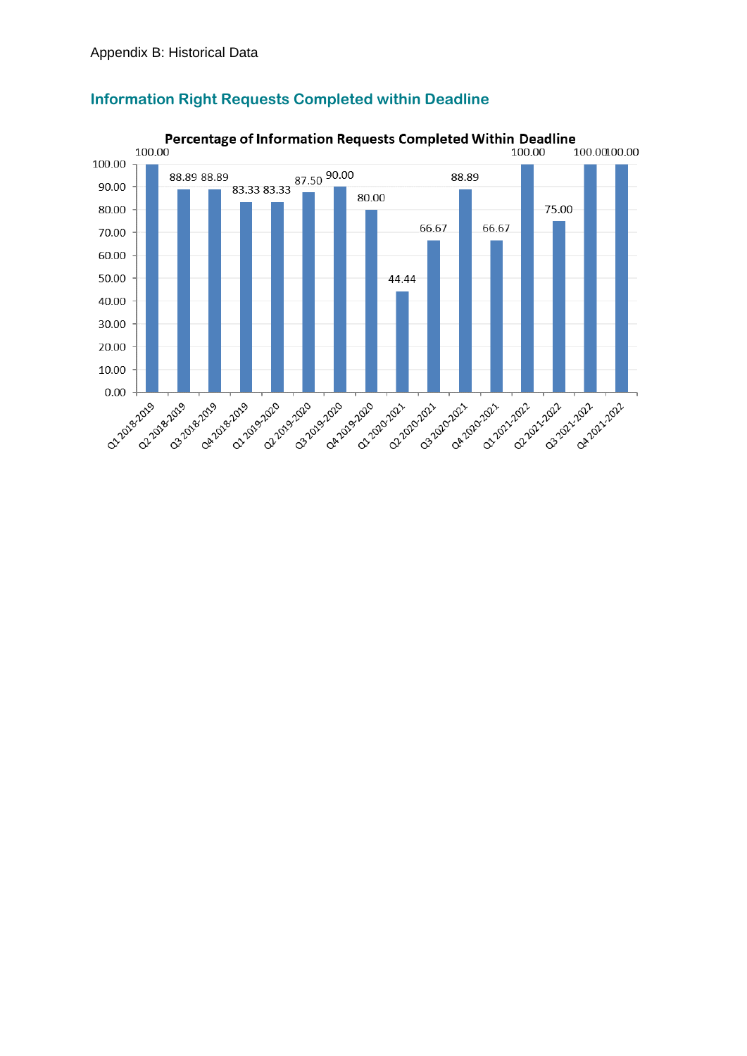Appendix B: Historical Data

## Information Right Requests Completed within Deadline

**Percentage of Information Requests Completed Within Deadline**

| Quarter | Percentage |
|---|---|
| Q1 2018-2019 | 100.00 |
| Q2 2018-2019 | 88.89 |
| Q3 2018-2019 | 88.89 |
| Q4 2018-2019 | 83.33 |
| Q1 2019-2020 | 83.33 |
| Q2 2019-2020 | 87.50 |
| Q3 2019-2020 | 90.00 |
| Q4 2019-2020 | 80.00 |
| Q1 2020-2021 | 44.44 |
| Q2 2020-2021 | 66.67 |
| Q3 2020-2021 | 88.89 |
| Q4 2020-2021 | 66.67 |
| Q1 2021-2022 | 100.00 |
| Q2 2021-2022 | 75.00 |
| Q3 2021-2022 | 100.00 |
| Q4 2021-2022 | 100.00 |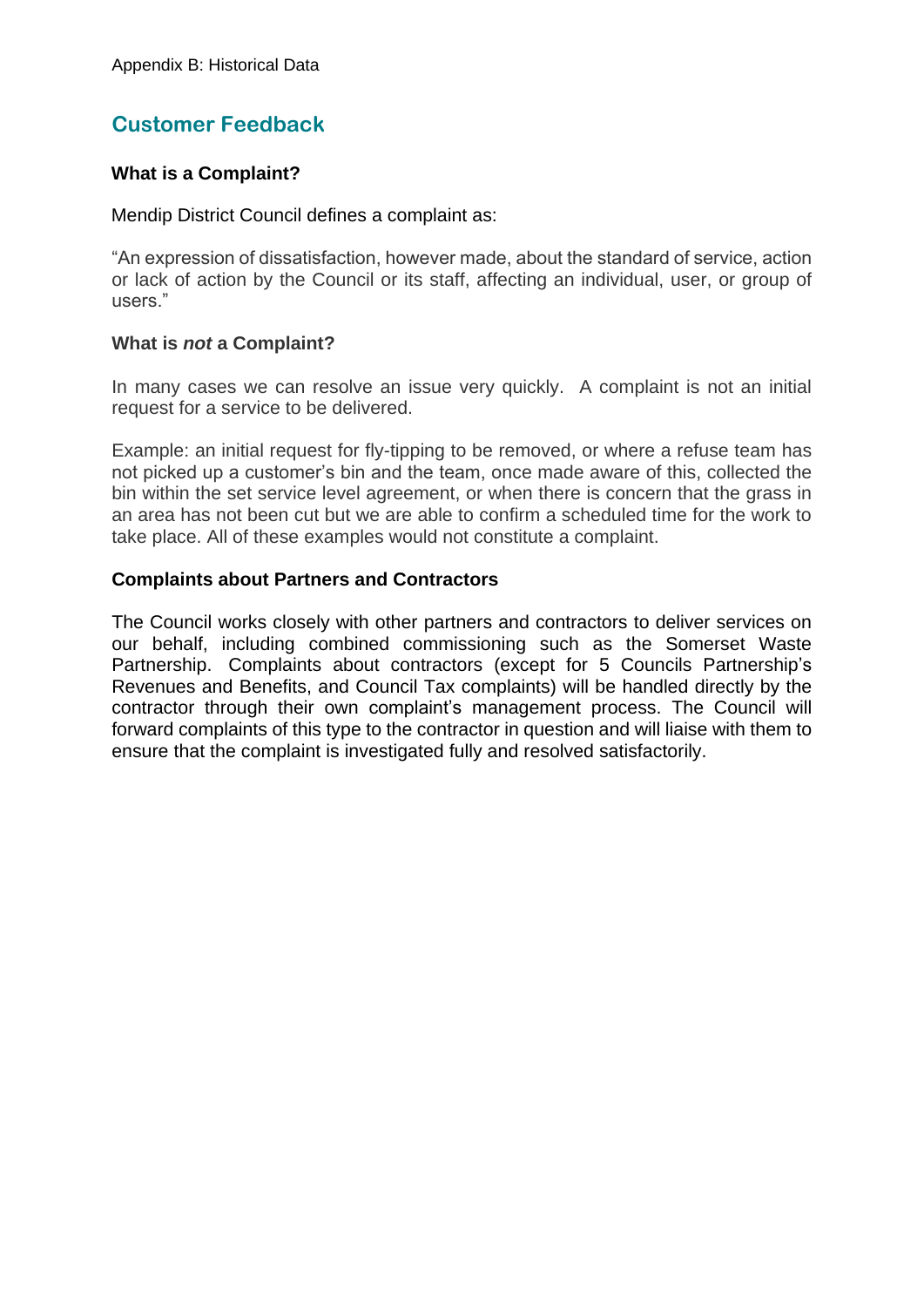Appendix B: Historical Data

## Customer Feedback

**What is a Complaint?**

Mendip District Council defines a complaint as:

“An expression of dissatisfaction, however made, about the standard of service, action or lack of action by the Council or its staff, affecting an individual, user, or group of users.”

**What is *not* a Complaint?**

In many cases we can resolve an issue very quickly. A complaint is not an initial request for a service to be delivered.

Example: an initial request for fly-tipping to be removed, or where a refuse team has not picked up a customer’s bin and the team, once made aware of this, collected the bin within the set service level agreement, or when there is concern that the grass in an area has not been cut but we are able to confirm a scheduled time for the work to take place. All of these examples would not constitute a complaint.

**Complaints about Partners and Contractors**

The Council works closely with other partners and contractors to deliver services on our behalf, including combined commissioning such as the Somerset Waste Partnership. Complaints about contractors (except for 5 Councils Partnership’s Revenues and Benefits, and Council Tax complaints) will be handled directly by the contractor through their own complaint’s management process. The Council will forward complaints of this type to the contractor in question and will liaise with them to ensure that the complaint is investigated fully and resolved satisfactorily.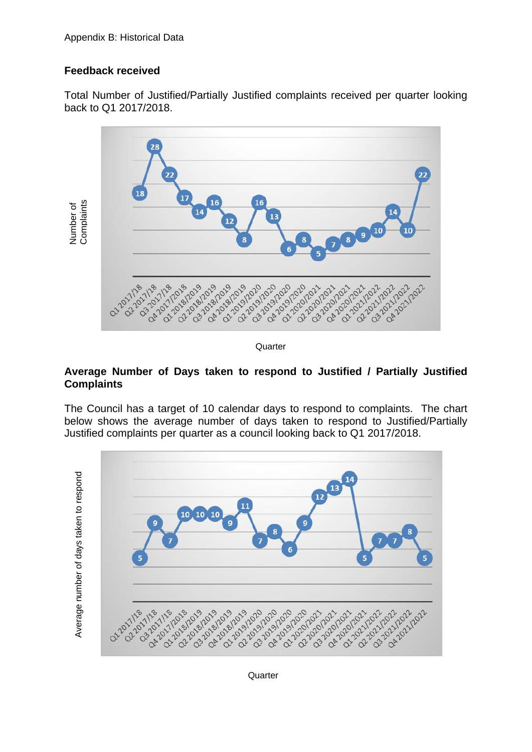Appendix B: Historical Data

**Feedback received**

Total Number of Justified/Partially Justified complaints received per quarter looking back to Q1 2017/2018.

| Quarter | Number of Complaints |
|---|---|
| Q1 2017/18 | 18 |
| Q2 2017/18 | 28 |
| Q3 2017/18 | 22 |
| Q4 2017/2018 | 17 |
| Q1 2018/2019 | 14 |
| Q2 2018/2019 | 16 |
| Q3 2018/2019 | 12 |
| Q4 2018/2019 | 8 |
| Q1 2019/2020 | 16 |
| Q2 2019/2020 | 13 |
| Q3 2019/2020 | 6 |
| Q4 2019/2020 | 8 |
| Q1 2020/2021 | 5 |
| Q2 2020/2021 | 7 |
| Q3 2020/2021 | 8 |
| Q4 2020/2021 | 9 |
| Q1 2021/2022 | 10 |
| Q2 2021/2022 | 14 |
| Q3 2021/2022 | 10 |
| Q4 2021/2022 | 22 |

**Average Number of Days taken to respond to Justified / Partially Justified Complaints**

The Council has a target of 10 calendar days to respond to complaints. The chart below shows the average number of days taken to respond to Justified/Partially Justified complaints per quarter as a council looking back to Q1 2017/2018.

| Quarter | Average number of days taken to respond |
|---|---|
| Q1 2017/18 | 5 |
| Q2 2017/18 | 9 |
| Q3 2017/18 | 7 |
| Q4 2017/2018 | 10 |
| Q1 2018/2019 | 10 |
| Q2 2018/2019 | 10 |
| Q3 2018/2019 | 9 |
| Q4 2018/2019 | 11 |
| Q1 2019/2020 | 7 |
| Q2 2019/2020 | 8 |
| Q3 2019/2020 | 6 |
| Q4 2019/2020 | 9 |
| Q1 2020/2021 | 12 |
| Q2 2020/2021 | 13 |
| Q3 2020/2021 | 14 |
| Q4 2020/2021 | 5 |
| Q1 2021/2022 | 7 |
| Q2 2021/2022 | 7 |
| Q3 2021/2022 | 8 |
| Q4 2021/2022 | 5 |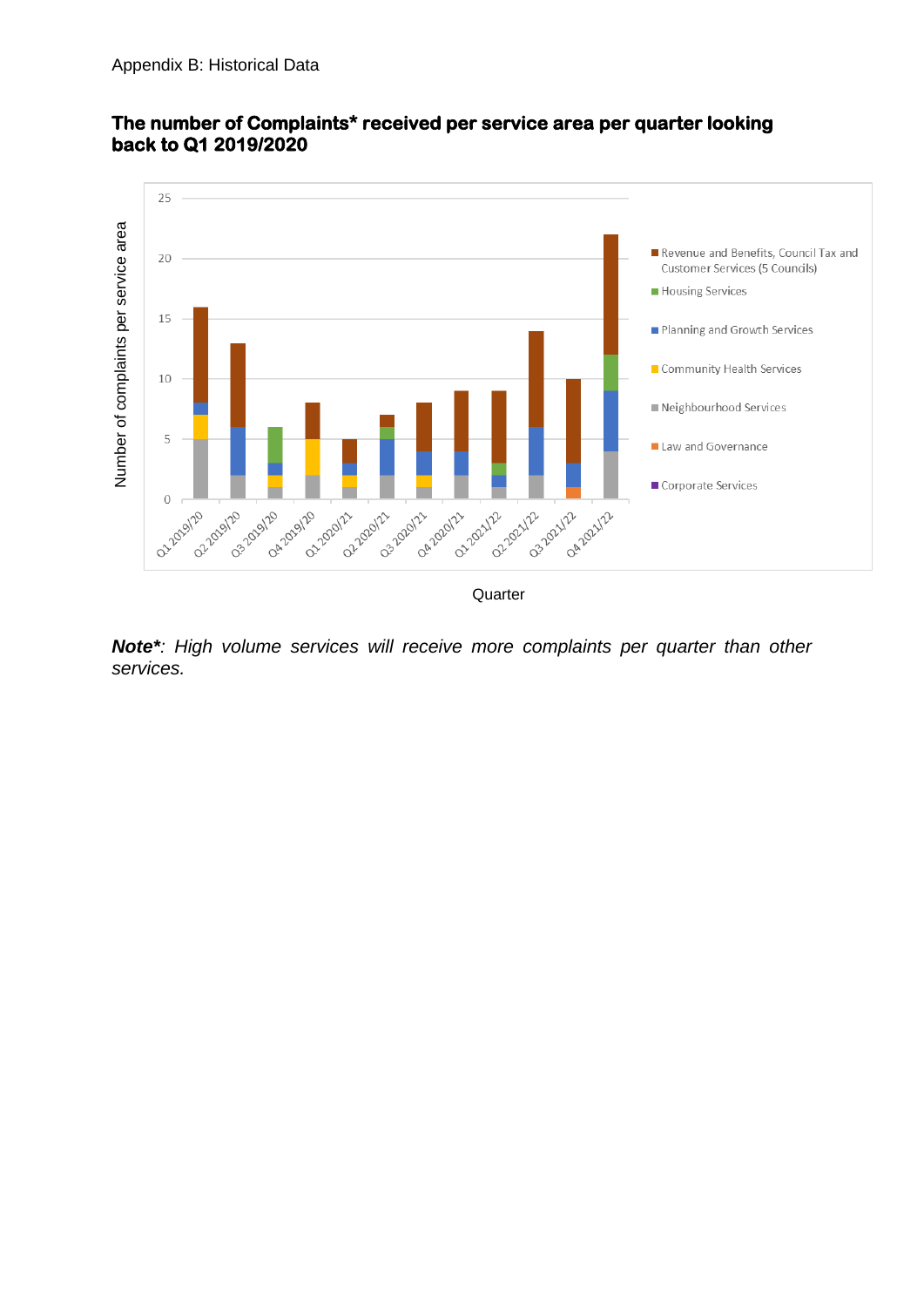Appendix B: Historical Data

**The number of Complaints* received per service area per quarter looking back to Q1 2019/2020**

Number of complaints per service area

Quarter

Legend: Revenue and Benefits, Council Tax and Customer Services (5 Councils); Housing Services; Planning and Growth Services; Community Health Services; Neighbourhood Services; Law and Governance; Corporate Services

***Note****: High volume services will receive more complaints per quarter than other services.*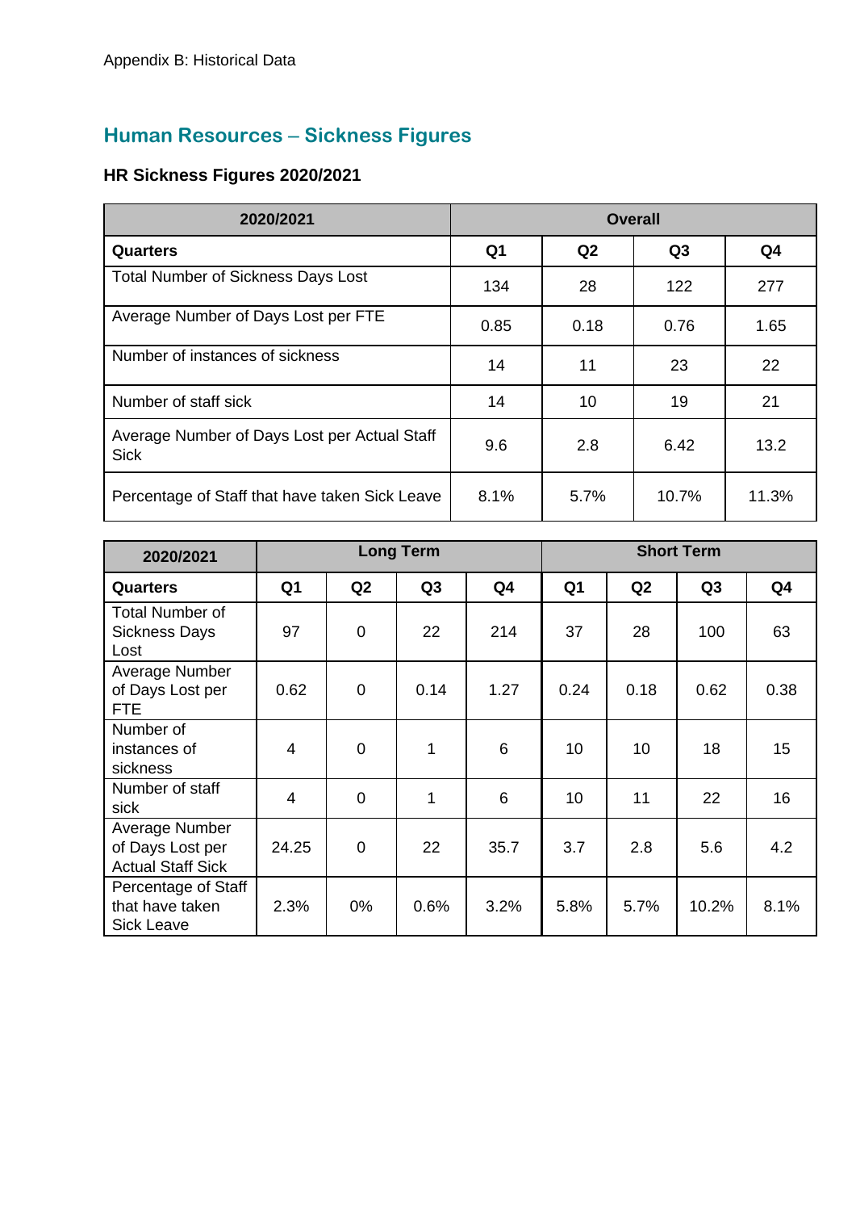Appendix B: Historical Data

## Human Resources – Sickness Figures

### HR Sickness Figures 2020/2021

| 2020/2021 | Overall | | | |
|---|---|---|---|---|
| **Quarters** | **Q1** | **Q2** | **Q3** | **Q4** |
| Total Number of Sickness Days Lost | 134 | 28 | 122 | 277 |
| Average Number of Days Lost per FTE | 0.85 | 0.18 | 0.76 | 1.65 |
| Number of instances of sickness | 14 | 11 | 23 | 22 |
| Number of staff sick | 14 | 10 | 19 | 21 |
| Average Number of Days Lost per Actual Staff Sick | 9.6 | 2.8 | 6.42 | 13.2 |
| Percentage of Staff that have taken Sick Leave | 8.1% | 5.7% | 10.7% | 11.3% |

| 2020/2021 | Long Term | | | | Short Term | | | |
|---|---|---|---|---|---|---|---|---|
| **Quarters** | **Q1** | **Q2** | **Q3** | **Q4** | **Q1** | **Q2** | **Q3** | **Q4** |
| Total Number of Sickness Days Lost | 97 | 0 | 22 | 214 | 37 | 28 | 100 | 63 |
| Average Number of Days Lost per FTE | 0.62 | 0 | 0.14 | 1.27 | 0.24 | 0.18 | 0.62 | 0.38 |
| Number of instances of sickness | 4 | 0 | 1 | 6 | 10 | 10 | 18 | 15 |
| Number of staff sick | 4 | 0 | 1 | 6 | 10 | 11 | 22 | 16 |
| Average Number of Days Lost per Actual Staff Sick | 24.25 | 0 | 22 | 35.7 | 3.7 | 2.8 | 5.6 | 4.2 |
| Percentage of Staff that have taken Sick Leave | 2.3% | 0% | 0.6% | 3.2% | 5.8% | 5.7% | 10.2% | 8.1% |